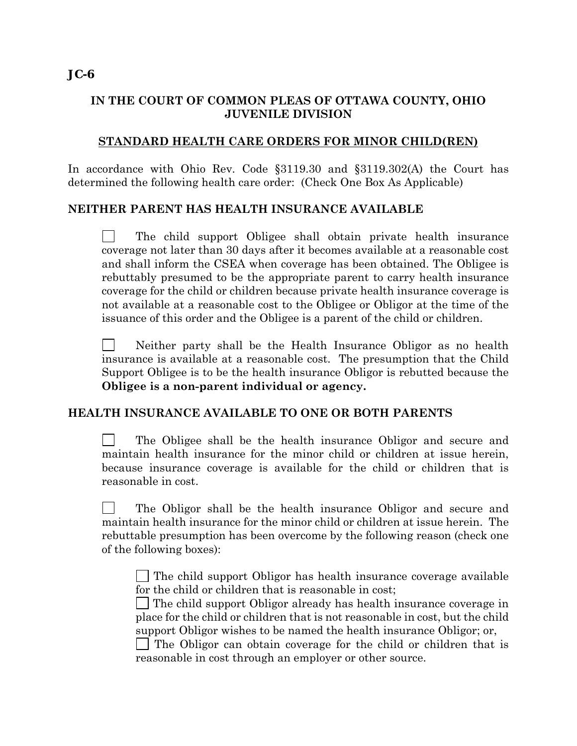**JC-6**

**IN THE COURT OF COMMON PLEAS OF OTTAWA COUNTY, OHIO**
**JUVENILE DIVISION**

**STANDARD HEALTH CARE ORDERS FOR MINOR CHILD(REN)**

In accordance with Ohio Rev. Code §3119.30 and §3119.302(A) the Court has determined the following health care order: (Check One Box As Applicable)

**NEITHER PARENT HAS HEALTH INSURANCE AVAILABLE**

☐ The child support Obligee shall obtain private health insurance coverage not later than 30 days after it becomes available at a reasonable cost and shall inform the CSEA when coverage has been obtained. The Obligee is rebuttably presumed to be the appropriate parent to carry health insurance coverage for the child or children because private health insurance coverage is not available at a reasonable cost to the Obligee or Obligor at the time of the issuance of this order and the Obligee is a parent of the child or children.

☐ Neither party shall be the Health Insurance Obligor as no health insurance is available at a reasonable cost. The presumption that the Child Support Obligee is to be the health insurance Obligor is rebutted because the **Obligee is a non-parent individual or agency.**

**HEALTH INSURANCE AVAILABLE TO ONE OR BOTH PARENTS**

☐ The Obligee shall be the health insurance Obligor and secure and maintain health insurance for the minor child or children at issue herein, because insurance coverage is available for the child or children that is reasonable in cost.

☐ The Obligor shall be the health insurance Obligor and secure and maintain health insurance for the minor child or children at issue herein. The rebuttable presumption has been overcome by the following reason (check one of the following boxes):

- ☐ The child support Obligor has health insurance coverage available for the child or children that is reasonable in cost;
- ☐ The child support Obligor already has health insurance coverage in place for the child or children that is not reasonable in cost, but the child support Obligor wishes to be named the health insurance Obligor; or,
- ☐ The Obligor can obtain coverage for the child or children that is reasonable in cost through an employer or other source.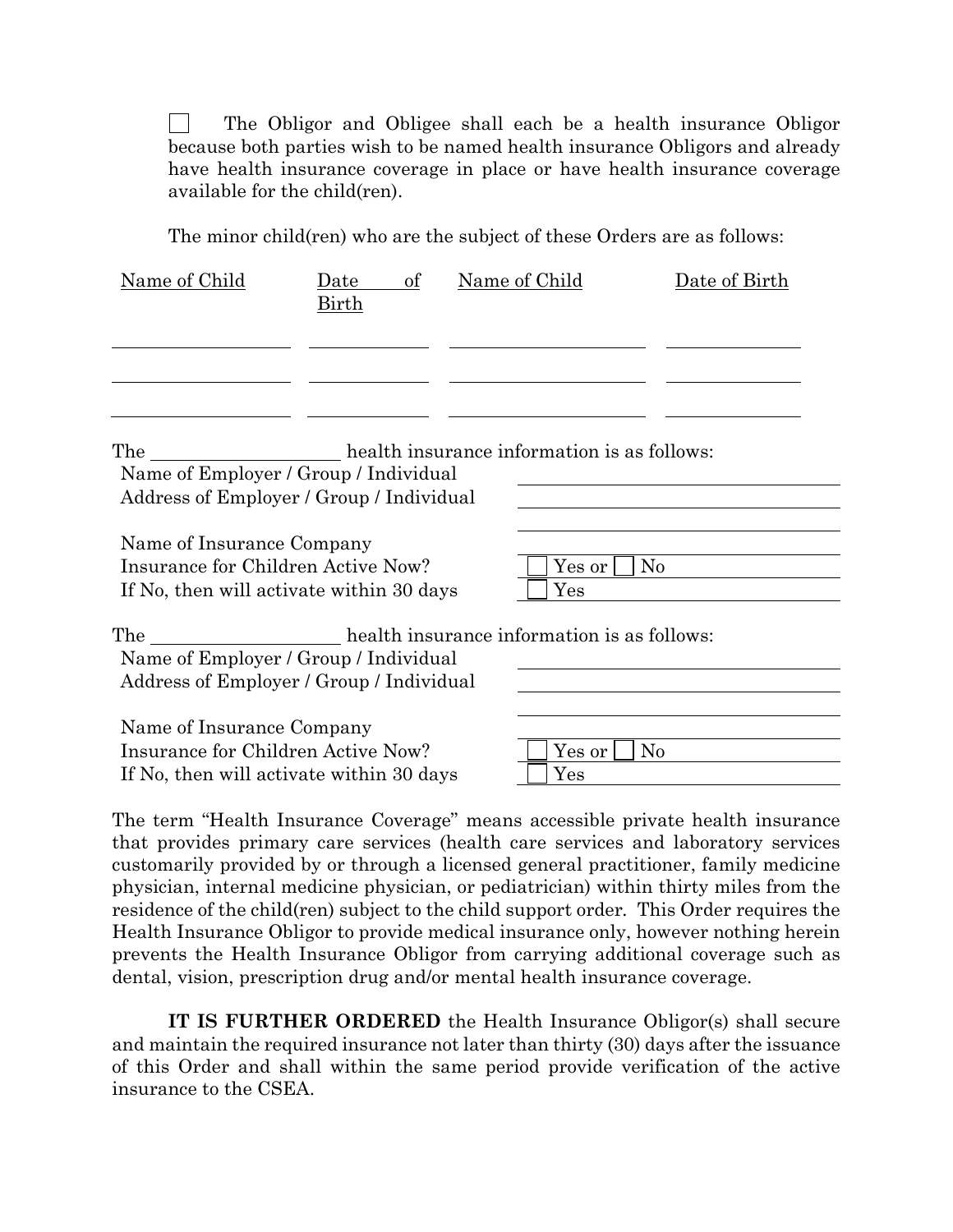☐ The Obligor and Obligee shall each be a health insurance Obligor because both parties wish to be named health insurance Obligors and already have health insurance coverage in place or have health insurance coverage available for the child(ren).

The minor child(ren) who are the subject of these Orders are as follows:

| Name of Child | Date of Birth | Name of Child | Date of Birth |
|---|---|---|---|
| | | | |
| | | | |
| | | | |

The ____________________ health insurance information is as follows:

| | |
|---|---|
| Name of Employer / Group / Individual | |
| Address of Employer / Group / Individual | |
| | |
| Name of Insurance Company | |
| Insurance for Children Active Now? | ☐ Yes or ☐ No |
| If No, then will activate within 30 days | ☐ Yes |

The ____________________ health insurance information is as follows:

| | |
|---|---|
| Name of Employer / Group / Individual | |
| Address of Employer / Group / Individual | |
| | |
| Name of Insurance Company | |
| Insurance for Children Active Now? | ☐ Yes or ☐ No |
| If No, then will activate within 30 days | ☐ Yes |

The term "Health Insurance Coverage" means accessible private health insurance that provides primary care services (health care services and laboratory services customarily provided by or through a licensed general practitioner, family medicine physician, internal medicine physician, or pediatrician) within thirty miles from the residence of the child(ren) subject to the child support order. This Order requires the Health Insurance Obligor to provide medical insurance only, however nothing herein prevents the Health Insurance Obligor from carrying additional coverage such as dental, vision, prescription drug and/or mental health insurance coverage.

**IT IS FURTHER ORDERED** the Health Insurance Obligor(s) shall secure and maintain the required insurance not later than thirty (30) days after the issuance of this Order and shall within the same period provide verification of the active insurance to the CSEA.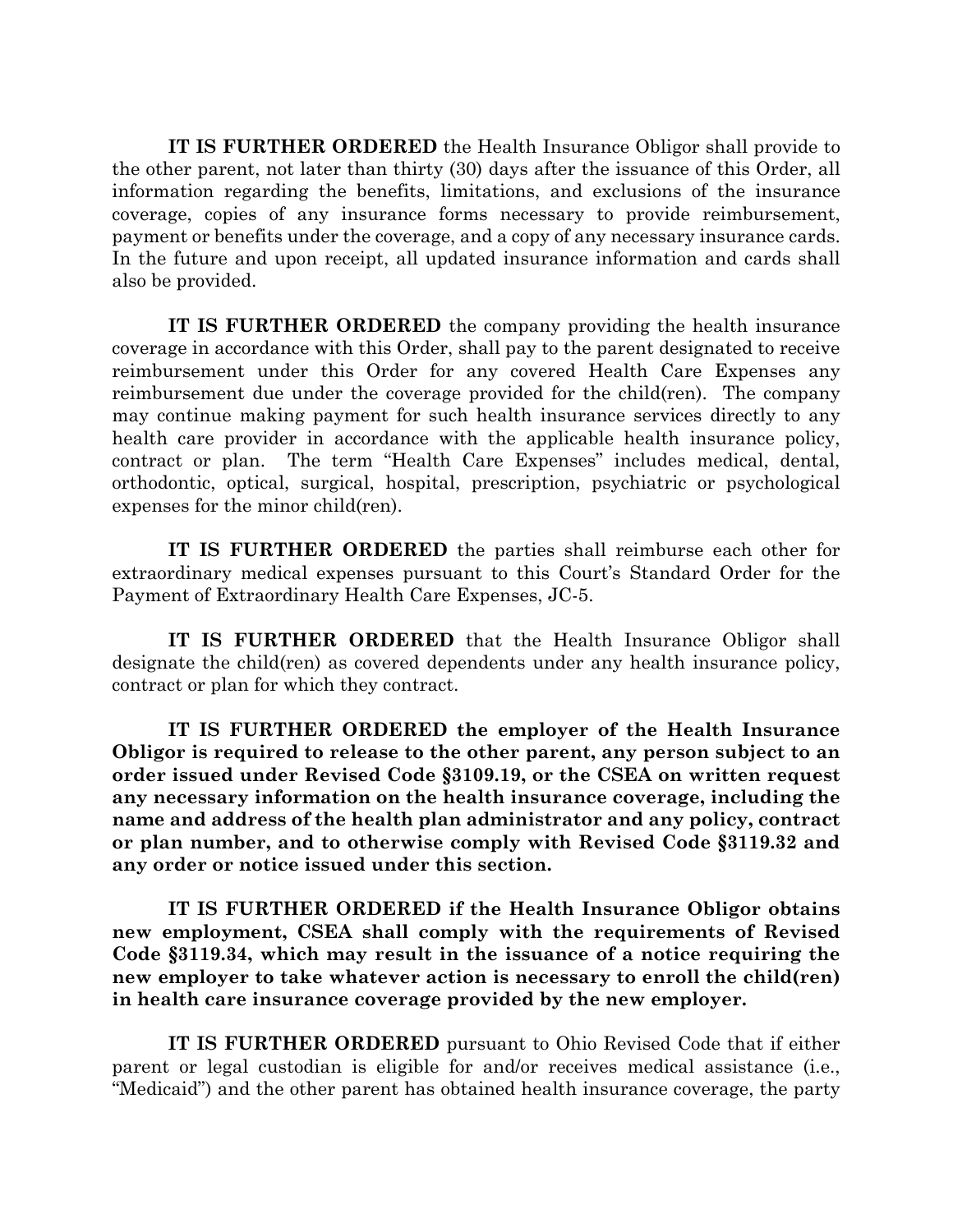**IT IS FURTHER ORDERED** the Health Insurance Obligor shall provide to the other parent, not later than thirty (30) days after the issuance of this Order, all information regarding the benefits, limitations, and exclusions of the insurance coverage, copies of any insurance forms necessary to provide reimbursement, payment or benefits under the coverage, and a copy of any necessary insurance cards. In the future and upon receipt, all updated insurance information and cards shall also be provided.

**IT IS FURTHER ORDERED** the company providing the health insurance coverage in accordance with this Order, shall pay to the parent designated to receive reimbursement under this Order for any covered Health Care Expenses any reimbursement due under the coverage provided for the child(ren). The company may continue making payment for such health insurance services directly to any health care provider in accordance with the applicable health insurance policy, contract or plan. The term "Health Care Expenses" includes medical, dental, orthodontic, optical, surgical, hospital, prescription, psychiatric or psychological expenses for the minor child(ren).

**IT IS FURTHER ORDERED** the parties shall reimburse each other for extraordinary medical expenses pursuant to this Court's Standard Order for the Payment of Extraordinary Health Care Expenses, JC-5.

**IT IS FURTHER ORDERED** that the Health Insurance Obligor shall designate the child(ren) as covered dependents under any health insurance policy, contract or plan for which they contract.

**IT IS FURTHER ORDERED the employer of the Health Insurance Obligor is required to release to the other parent, any person subject to an order issued under Revised Code §3109.19, or the CSEA on written request any necessary information on the health insurance coverage, including the name and address of the health plan administrator and any policy, contract or plan number, and to otherwise comply with Revised Code §3119.32 and any order or notice issued under this section.**

**IT IS FURTHER ORDERED if the Health Insurance Obligor obtains new employment, CSEA shall comply with the requirements of Revised Code §3119.34, which may result in the issuance of a notice requiring the new employer to take whatever action is necessary to enroll the child(ren) in health care insurance coverage provided by the new employer.**

**IT IS FURTHER ORDERED** pursuant to Ohio Revised Code that if either parent or legal custodian is eligible for and/or receives medical assistance (i.e., "Medicaid") and the other parent has obtained health insurance coverage, the party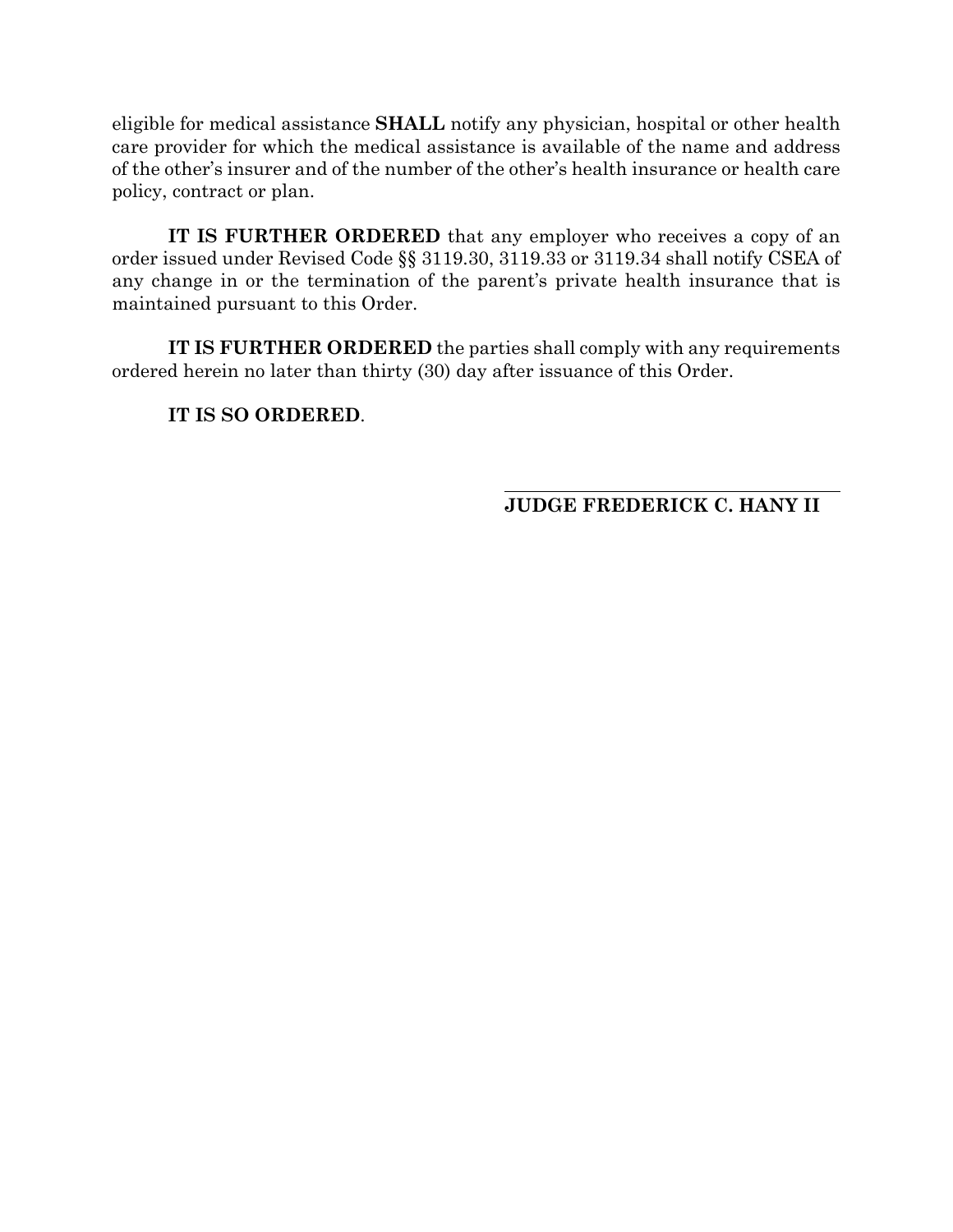eligible for medical assistance **SHALL** notify any physician, hospital or other health care provider for which the medical assistance is available of the name and address of the other's insurer and of the number of the other's health insurance or health care policy, contract or plan.

**IT IS FURTHER ORDERED** that any employer who receives a copy of an order issued under Revised Code §§ 3119.30, 3119.33 or 3119.34 shall notify CSEA of any change in or the termination of the parent's private health insurance that is maintained pursuant to this Order.

**IT IS FURTHER ORDERED** the parties shall comply with any requirements ordered herein no later than thirty (30) day after issuance of this Order.

**IT IS SO ORDERED**.

\_\_\_\_\_\_\_\_\_\_\_\_\_\_\_\_\_\_\_\_\_\_\_\_\_\_\_\_\_\_\_\_\_\_\_\_

**JUDGE FREDERICK C. HANY II**